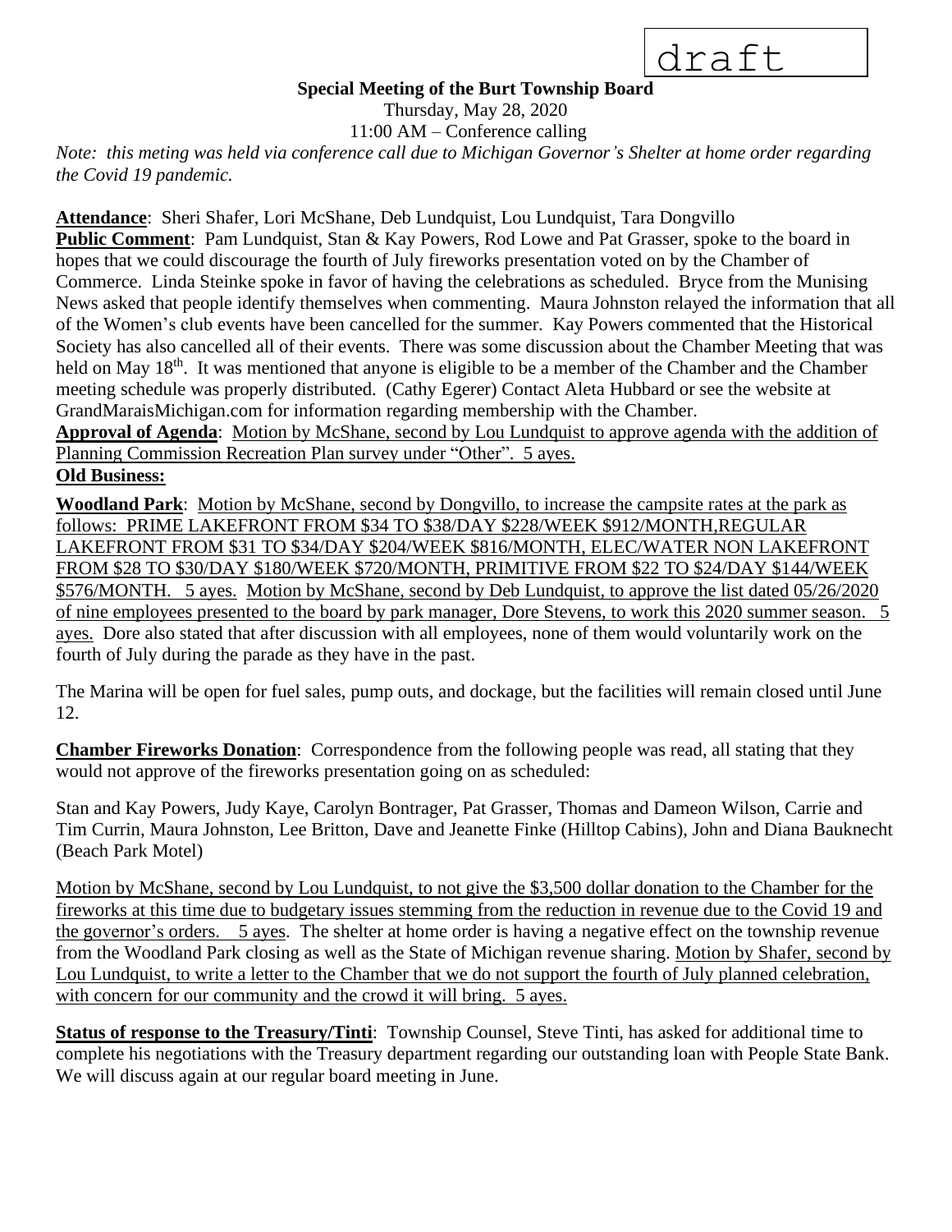draft

**Special Meeting of the Burt Township Board**

Thursday, May 28, 2020

11:00 AM – Conference calling

*Note: this meting was held via conference call due to Michigan Governor's Shelter at home order regarding the Covid 19 pandemic.*

**Attendance**: Sheri Shafer, Lori McShane, Deb Lundquist, Lou Lundquist, Tara Dongvillo

**Public Comment**: Pam Lundquist, Stan & Kay Powers, Rod Lowe and Pat Grasser, spoke to the board in hopes that we could discourage the fourth of July fireworks presentation voted on by the Chamber of Commerce. Linda Steinke spoke in favor of having the celebrations as scheduled. Bryce from the Munising News asked that people identify themselves when commenting. Maura Johnston relayed the information that all of the Women's club events have been cancelled for the summer. Kay Powers commented that the Historical Society has also cancelled all of their events. There was some discussion about the Chamber Meeting that was held on May 18th. It was mentioned that anyone is eligible to be a member of the Chamber and the Chamber meeting schedule was properly distributed. (Cathy Egerer) Contact Aleta Hubbard or see the website at GrandMaraisMichigan.com for information regarding membership with the Chamber.

**Approval of Agenda**: Motion by McShane, second by Lou Lundquist to approve agenda with the addition of Planning Commission Recreation Plan survey under "Other". 5 ayes.

**Old Business:**

**Woodland Park**: Motion by McShane, second by Dongvillo, to increase the campsite rates at the park as follows: PRIME LAKEFRONT FROM $34 TO $38/DAY $228/WEEK $912/MONTH,REGULAR LAKEFRONT FROM $31 TO $34/DAY $204/WEEK $816/MONTH, ELEC/WATER NON LAKEFRONT FROM $28 TO $30/DAY $180/WEEK $720/MONTH, PRIMITIVE FROM $22 TO $24/DAY $144/WEEK $576/MONTH. 5 ayes. Motion by McShane, second by Deb Lundquist, to approve the list dated 05/26/2020 of nine employees presented to the board by park manager, Dore Stevens, to work this 2020 summer season. 5 ayes. Dore also stated that after discussion with all employees, none of them would voluntarily work on the fourth of July during the parade as they have in the past.

The Marina will be open for fuel sales, pump outs, and dockage, but the facilities will remain closed until June 12.

**Chamber Fireworks Donation**: Correspondence from the following people was read, all stating that they would not approve of the fireworks presentation going on as scheduled:

Stan and Kay Powers, Judy Kaye, Carolyn Bontrager, Pat Grasser, Thomas and Dameon Wilson, Carrie and Tim Currin, Maura Johnston, Lee Britton, Dave and Jeanette Finke (Hilltop Cabins), John and Diana Bauknecht (Beach Park Motel)

Motion by McShane, second by Lou Lundquist, to not give the $3,500 dollar donation to the Chamber for the fireworks at this time due to budgetary issues stemming from the reduction in revenue due to the Covid 19 and the governor's orders. 5 ayes. The shelter at home order is having a negative effect on the township revenue from the Woodland Park closing as well as the State of Michigan revenue sharing. Motion by Shafer, second by Lou Lundquist, to write a letter to the Chamber that we do not support the fourth of July planned celebration, with concern for our community and the crowd it will bring. 5 ayes.

**Status of response to the Treasury/Tinti**: Township Counsel, Steve Tinti, has asked for additional time to complete his negotiations with the Treasury department regarding our outstanding loan with People State Bank. We will discuss again at our regular board meeting in June.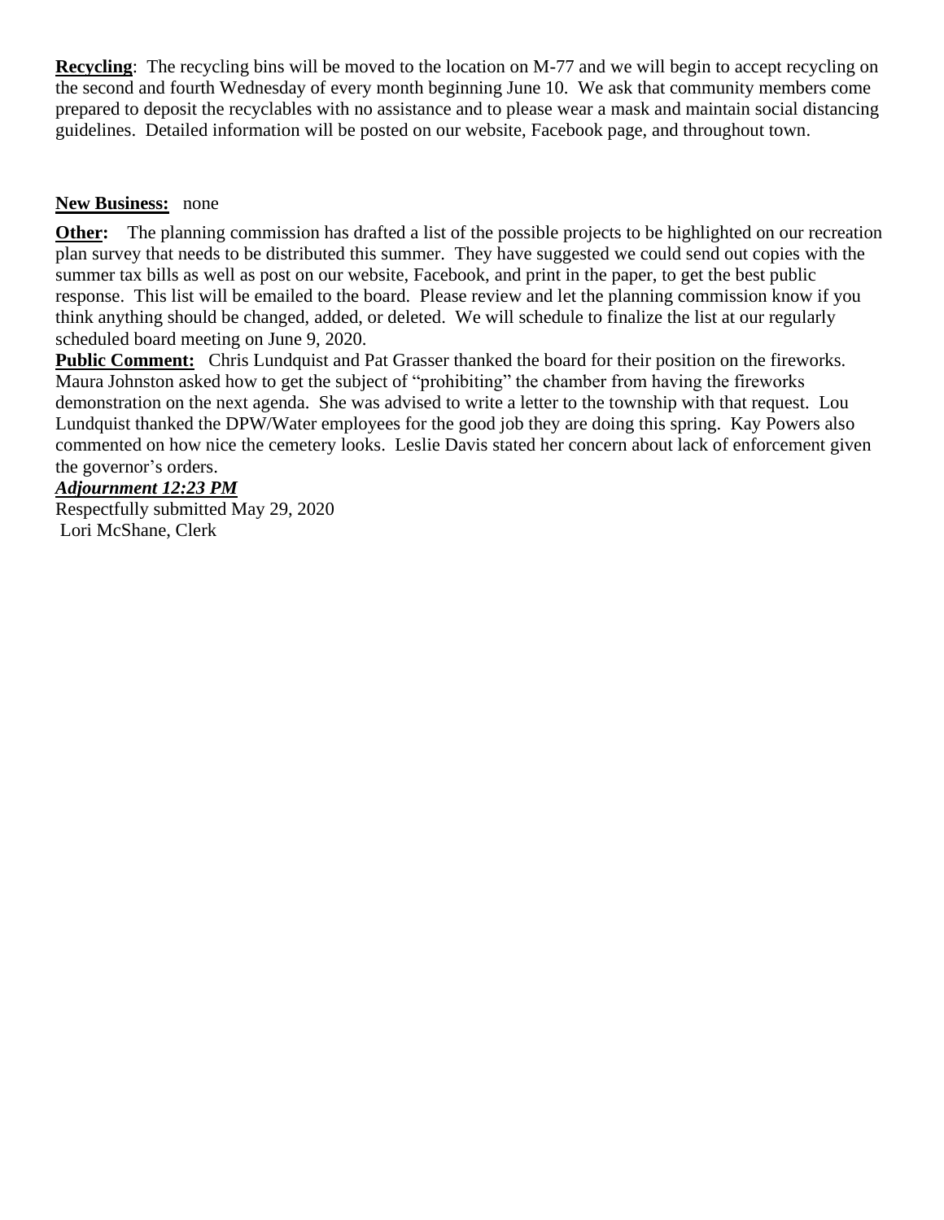**Recycling**: The recycling bins will be moved to the location on M-77 and we will begin to accept recycling on the second and fourth Wednesday of every month beginning June 10. We ask that community members come prepared to deposit the recyclables with no assistance and to please wear a mask and maintain social distancing guidelines. Detailed information will be posted on our website, Facebook page, and throughout town.

**New Business:** none

**Other:** The planning commission has drafted a list of the possible projects to be highlighted on our recreation plan survey that needs to be distributed this summer. They have suggested we could send out copies with the summer tax bills as well as post on our website, Facebook, and print in the paper, to get the best public response. This list will be emailed to the board. Please review and let the planning commission know if you think anything should be changed, added, or deleted. We will schedule to finalize the list at our regularly scheduled board meeting on June 9, 2020.

**Public Comment:** Chris Lundquist and Pat Grasser thanked the board for their position on the fireworks. Maura Johnston asked how to get the subject of "prohibiting" the chamber from having the fireworks demonstration on the next agenda. She was advised to write a letter to the township with that request. Lou Lundquist thanked the DPW/Water employees for the good job they are doing this spring. Kay Powers also commented on how nice the cemetery looks. Leslie Davis stated her concern about lack of enforcement given the governor's orders.

***Adjournment 12:23 PM***

Respectfully submitted May 29, 2020
Lori McShane, Clerk